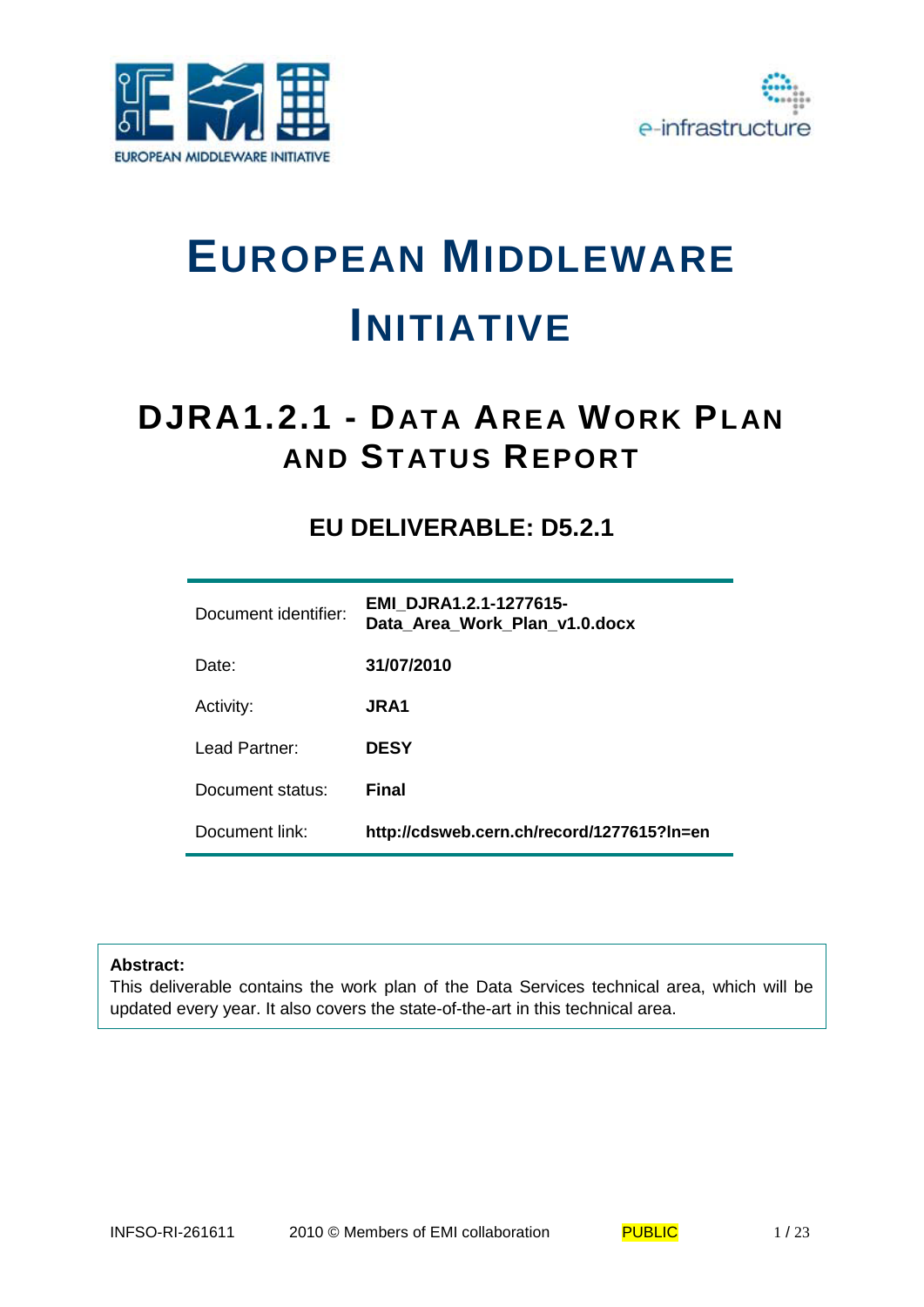EUROPEAN MIDDLEWARE INITIATIVE

e-infrastructure

# EUROPEAN MIDDLEWARE INITIATIVE

## DJRA1.2.1 - DATA AREA WORK PLAN AND STATUS REPORT

### EU DELIVERABLE: D5.2.1

| | |
|---|---|
| Document identifier: | **EMI_DJRA1.2.1-1277615-Data_Area_Work_Plan_v1.0.docx** |
| Date: | **31/07/2010** |
| Activity: | **JRA1** |
| Lead Partner: | **DESY** |
| Document status: | **Final** |
| Document link: | **http://cdsweb.cern.ch/record/1277615?ln=en** |

**Abstract:**
This deliverable contains the work plan of the Data Services technical area, which will be updated every year. It also covers the state-of-the-art in this technical area.

INFSO-RI-261611 2010 © Members of EMI collaboration PUBLIC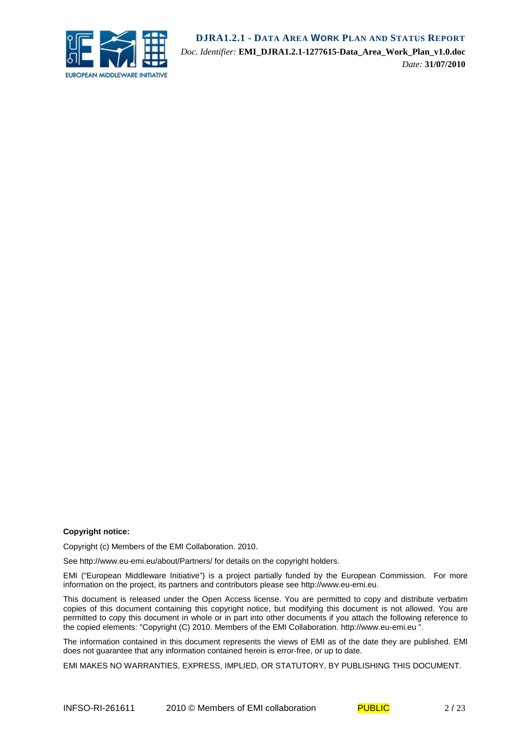**Copyright notice:**

Copyright (c) Members of the EMI Collaboration. 2010.

See http://www.eu-emi.eu/about/Partners/ for details on the copyright holders.

EMI ("European Middleware Initiative") is a project partially funded by the European Commission. For more information on the project, its partners and contributors please see http://www.eu-emi.eu.

This document is released under the Open Access license. You are permitted to copy and distribute verbatim copies of this document containing this copyright notice, but modifying this document is not allowed. You are permitted to copy this document in whole or in part into other documents if you attach the following reference to the copied elements: "Copyright (C) 2010. Members of the EMI Collaboration. http://www.eu-emi.eu ".

The information contained in this document represents the views of EMI as of the date they are published. EMI does not guarantee that any information contained herein is error-free, or up to date.

EMI MAKES NO WARRANTIES, EXPRESS, IMPLIED, OR STATUTORY, BY PUBLISHING THIS DOCUMENT.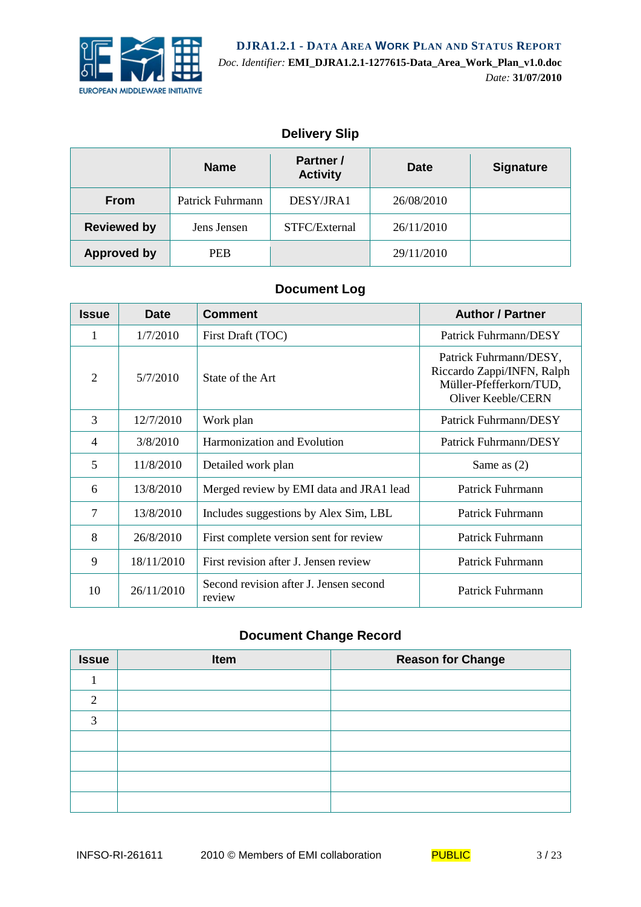## Delivery Slip

| | Name | Partner / Activity | Date | Signature |
|---|---|---|---|---|
| **From** | Patrick Fuhrmann | DESY/JRA1 | 26/08/2010 | |
| **Reviewed by** | Jens Jensen | STFC/External | 26/11/2010 | |
| **Approved by** | PEB | | 29/11/2010 | |

## Document Log

| Issue | Date | Comment | Author / Partner |
|---|---|---|---|
| 1 | 1/7/2010 | First Draft (TOC) | Patrick Fuhrmann/DESY |
| 2 | 5/7/2010 | State of the Art | Patrick Fuhrmann/DESY, Riccardo Zappi/INFN, Ralph Müller-Pfefferkorn/TUD, Oliver Keeble/CERN |
| 3 | 12/7/2010 | Work plan | Patrick Fuhrmann/DESY |
| 4 | 3/8/2010 | Harmonization and Evolution | Patrick Fuhrmann/DESY |
| 5 | 11/8/2010 | Detailed work plan | Same as (2) |
| 6 | 13/8/2010 | Merged review by EMI data and JRA1 lead | Patrick Fuhrmann |
| 7 | 13/8/2010 | Includes suggestions by Alex Sim, LBL | Patrick Fuhrmann |
| 8 | 26/8/2010 | First complete version sent for review | Patrick Fuhrmann |
| 9 | 18/11/2010 | First revision after J. Jensen review | Patrick Fuhrmann |
| 10 | 26/11/2010 | Second revision after J. Jensen second review | Patrick Fuhrmann |

## Document Change Record

| Issue | Item | Reason for Change |
|---|---|---|
| 1 | | |
| 2 | | |
| 3 | | |
| | | |
| | | |
| | | |
| | | |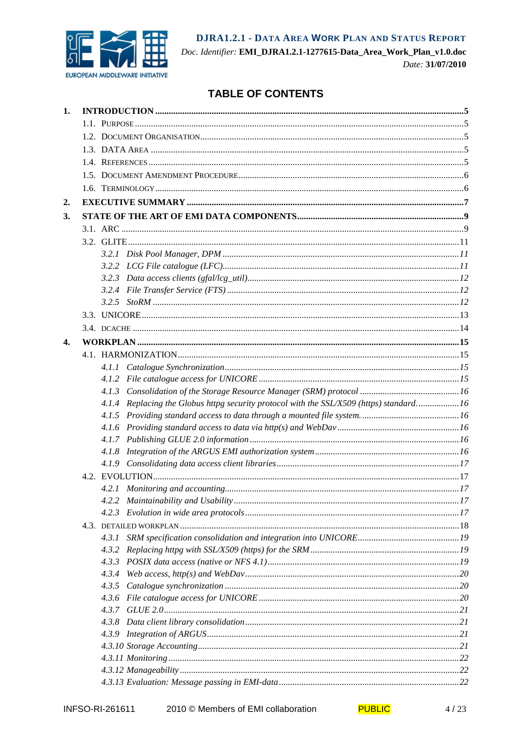## TABLE OF CONTENTS

1. INTRODUCTION ..... 5
   - 1.1. PURPOSE ..... 5
   - 1.2. DOCUMENT ORGANISATION ..... 5
   - 1.3. DATA AREA ..... 5
   - 1.4. REFERENCES ..... 5
   - 1.5. DOCUMENT AMENDMENT PROCEDURE ..... 6
   - 1.6. TERMINOLOGY ..... 6
2. EXECUTIVE SUMMARY ..... 7
3. STATE OF THE ART OF EMI DATA COMPONENTS ..... 9
   - 3.1. ARC ..... 9
   - 3.2. GLITE ..... 11
     - *3.2.1 Disk Pool Manager, DPM ..... 11*
     - *3.2.2 LCG File catalogue (LFC) ..... 11*
     - *3.2.3 Data access clients (gfal/lcg_util) ..... 12*
     - *3.2.4 File Transfer Service (FTS) ..... 12*
     - *3.2.5 StoRM ..... 12*
   - 3.3. UNICORE ..... 13
   - 3.4. DCACHE ..... 14
4. WORKPLAN ..... 15
   - 4.1. HARMONIZATION ..... 15
     - *4.1.1 Catalogue Synchronization ..... 15*
     - *4.1.2 File catalogue access for UNICORE ..... 15*
     - *4.1.3 Consolidation of the Storage Resource Manager (SRM) protocol ..... 16*
     - *4.1.4 Replacing the Globus httpg security protocol with the SSL/X509 (https) standard. ..... 16*
     - *4.1.5 Providing standard access to data through a mounted file system. ..... 16*
     - *4.1.6 Providing standard access to data via http(s) and WebDav ..... 16*
     - *4.1.7 Publishing GLUE 2.0 information ..... 16*
     - *4.1.8 Integration of the ARGUS EMI authorization system ..... 16*
     - *4.1.9 Consolidating data access client libraries ..... 17*
   - 4.2. EVOLUTION ..... 17
     - *4.2.1 Monitoring and accounting ..... 17*
     - *4.2.2 Maintainability and Usability ..... 17*
     - *4.2.3 Evolution in wide area protocols ..... 17*
   - 4.3. DETAILED WORKPLAN ..... 18
     - *4.3.1 SRM specification consolidation and integration into UNICORE ..... 19*
     - *4.3.2 Replacing httpg with SSL/X509 (https) for the SRM ..... 19*
     - *4.3.3 POSIX data access (native or NFS 4.1) ..... 19*
     - *4.3.4 Web access, http(s) and WebDav ..... 20*
     - *4.3.5 Catalogue synchronization ..... 20*
     - *4.3.6 File catalogue access for UNICORE ..... 20*
     - *4.3.7 GLUE 2.0 ..... 21*
     - *4.3.8 Data client library consolidation ..... 21*
     - *4.3.9 Integration of ARGUS ..... 21*
     - *4.3.10 Storage Accounting ..... 21*
     - *4.3.11 Monitoring ..... 22*
     - *4.3.12 Manageability ..... 22*
     - *4.3.13 Evaluation: Message passing in EMI-data ..... 22*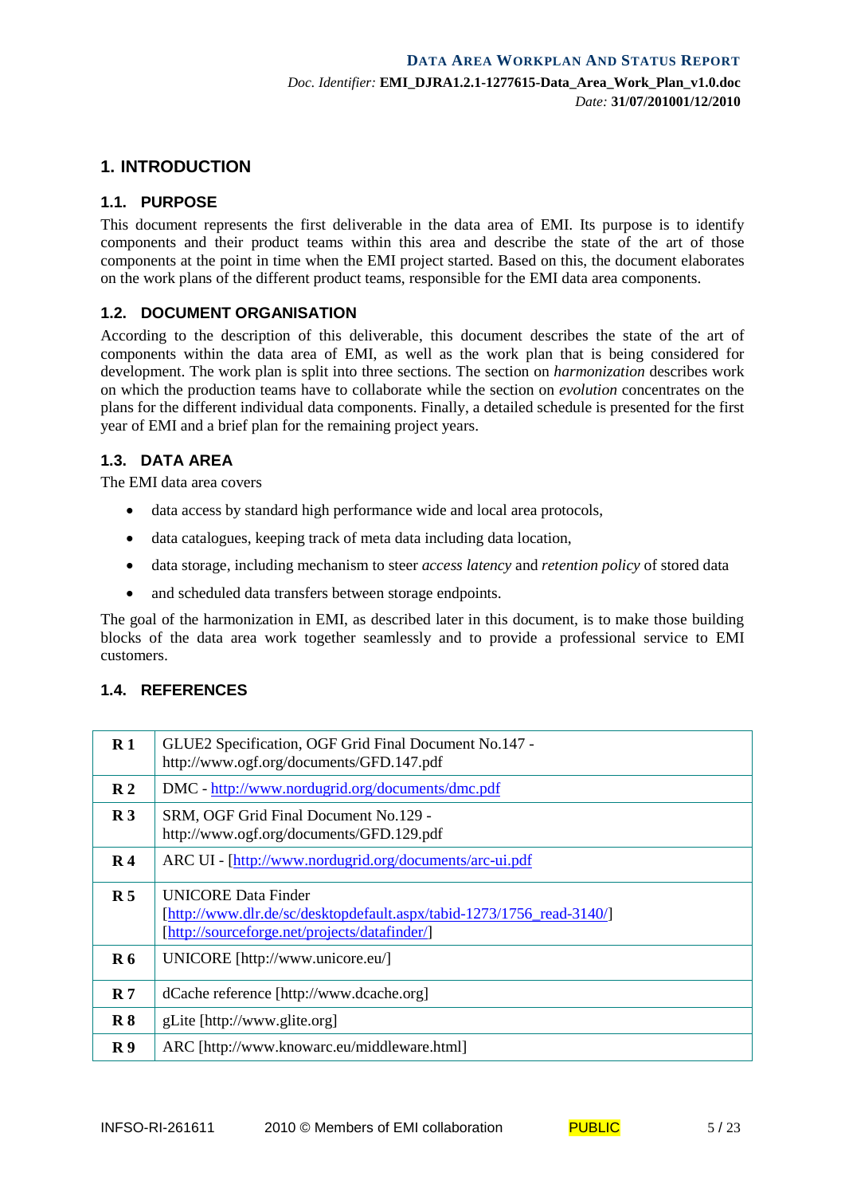# 1. INTRODUCTION

## 1.1. PURPOSE

This document represents the first deliverable in the data area of EMI. Its purpose is to identify components and their product teams within this area and describe the state of the art of those components at the point in time when the EMI project started. Based on this, the document elaborates on the work plans of the different product teams, responsible for the EMI data area components.

## 1.2. DOCUMENT ORGANISATION

According to the description of this deliverable, this document describes the state of the art of components within the data area of EMI, as well as the work plan that is being considered for development. The work plan is split into three sections. The section on *harmonization* describes work on which the production teams have to collaborate while the section on *evolution* concentrates on the plans for the different individual data components. Finally, a detailed schedule is presented for the first year of EMI and a brief plan for the remaining project years.

## 1.3. DATA AREA

The EMI data area covers

- data access by standard high performance wide and local area protocols,
- data catalogues, keeping track of meta data including data location,
- data storage, including mechanism to steer *access latency* and *retention policy* of stored data
- and scheduled data transfers between storage endpoints.

The goal of the harmonization in EMI, as described later in this document, is to make those building blocks of the data area work together seamlessly and to provide a professional service to EMI customers.

## 1.4. REFERENCES

| | |
|---|---|
| **R 1** | GLUE2 Specification, OGF Grid Final Document No.147 - http://www.ogf.org/documents/GFD.147.pdf |
| **R 2** | DMC - http://www.nordugrid.org/documents/dmc.pdf |
| **R 3** | SRM, OGF Grid Final Document No.129 - http://www.ogf.org/documents/GFD.129.pdf |
| **R 4** | ARC UI - [http://www.nordugrid.org/documents/arc-ui.pdf] |
| **R 5** | UNICORE Data Finder [http://www.dlr.de/sc/desktopdefault.aspx/tabid-1273/1756_read-3140/] [http://sourceforge.net/projects/datafinder/] |
| **R 6** | UNICORE [http://www.unicore.eu/] |
| **R 7** | dCache reference [http://www.dcache.org] |
| **R 8** | gLite [http://www.glite.org] |
| **R 9** | ARC [http://www.knowarc.eu/middleware.html] |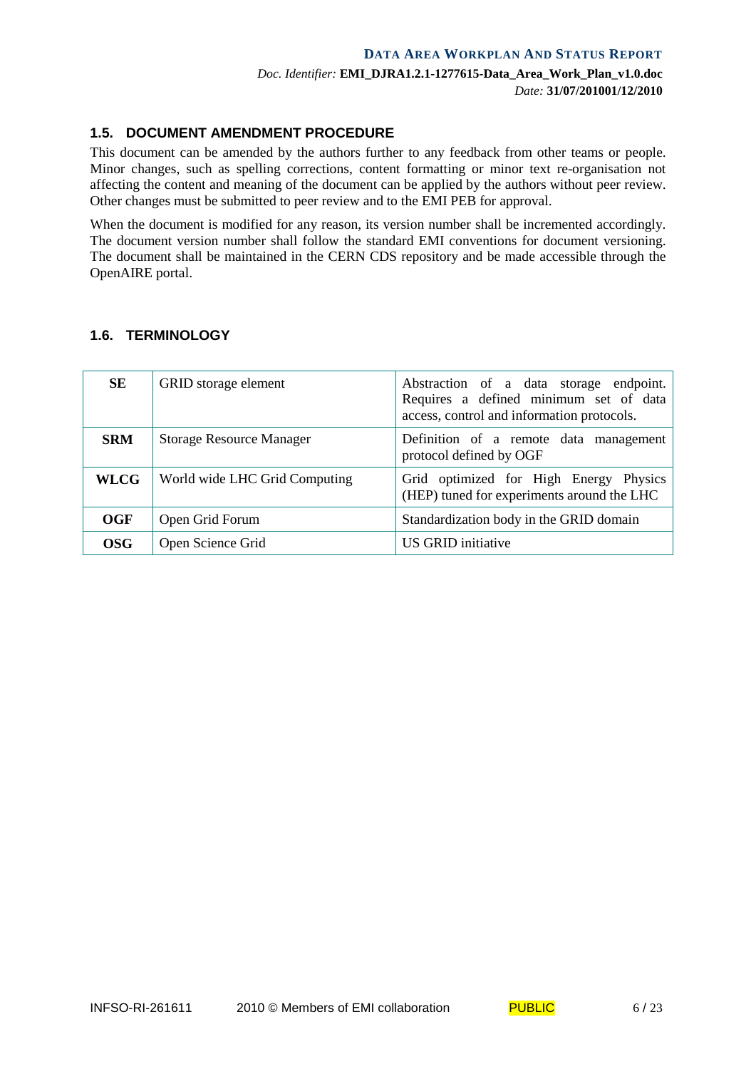## 1.5. DOCUMENT AMENDMENT PROCEDURE

This document can be amended by the authors further to any feedback from other teams or people. Minor changes, such as spelling corrections, content formatting or minor text re-organisation not affecting the content and meaning of the document can be applied by the authors without peer review. Other changes must be submitted to peer review and to the EMI PEB for approval.

When the document is modified for any reason, its version number shall be incremented accordingly. The document version number shall follow the standard EMI conventions for document versioning. The document shall be maintained in the CERN CDS repository and be made accessible through the OpenAIRE portal.

## 1.6. TERMINOLOGY

| | | |
|---|---|---|
| **SE** | GRID storage element | Abstraction of a data storage endpoint. Requires a defined minimum set of data access, control and information protocols. |
| **SRM** | Storage Resource Manager | Definition of a remote data management protocol defined by OGF |
| **WLCG** | World wide LHC Grid Computing | Grid optimized for High Energy Physics (HEP) tuned for experiments around the LHC |
| **OGF** | Open Grid Forum | Standardization body in the GRID domain |
| **OSG** | Open Science Grid | US GRID initiative |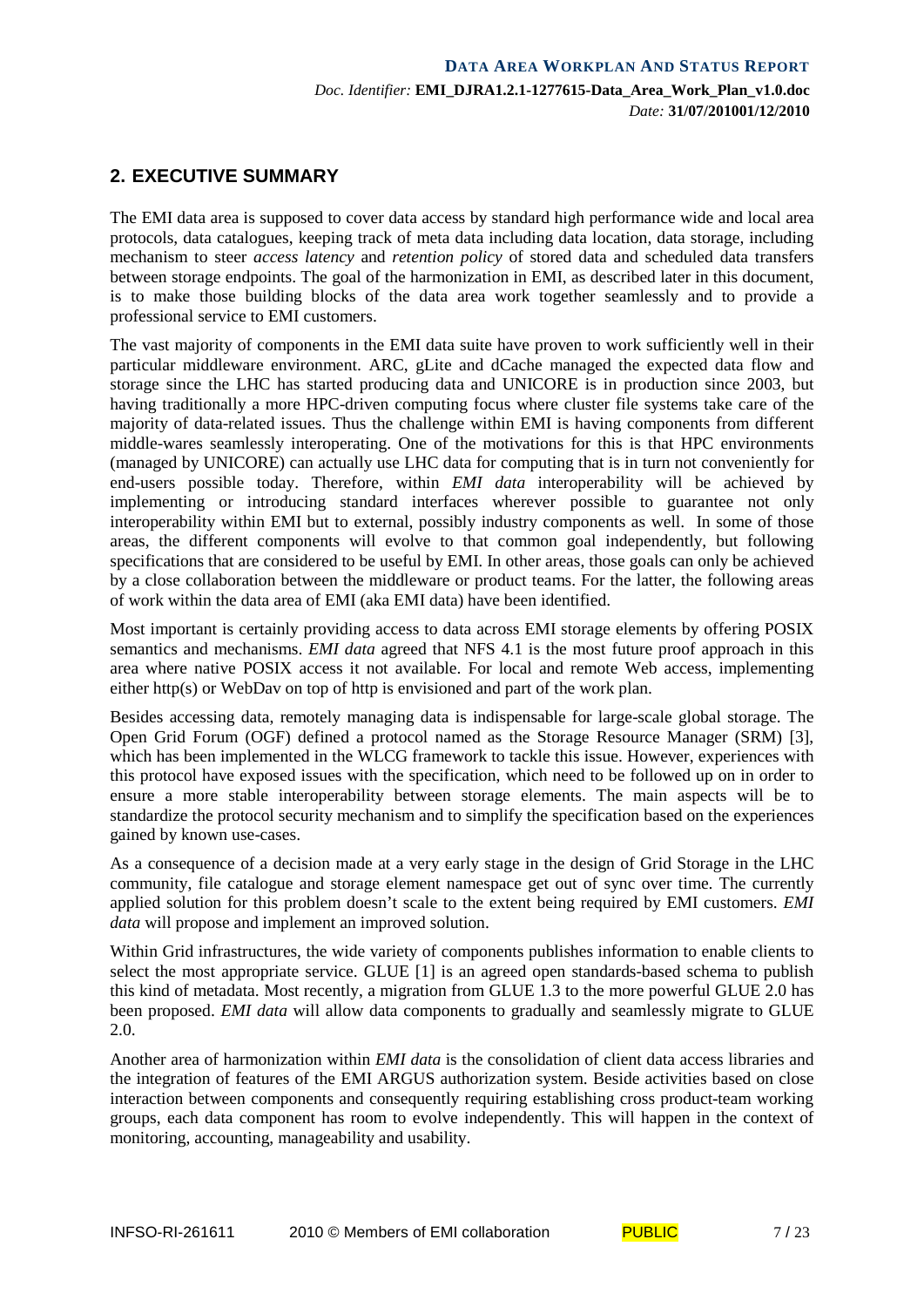## 2. EXECUTIVE SUMMARY

The EMI data area is supposed to cover data access by standard high performance wide and local area protocols, data catalogues, keeping track of meta data including data location, data storage, including mechanism to steer *access latency* and *retention policy* of stored data and scheduled data transfers between storage endpoints. The goal of the harmonization in EMI, as described later in this document, is to make those building blocks of the data area work together seamlessly and to provide a professional service to EMI customers.

The vast majority of components in the EMI data suite have proven to work sufficiently well in their particular middleware environment. ARC, gLite and dCache managed the expected data flow and storage since the LHC has started producing data and UNICORE is in production since 2003, but having traditionally a more HPC-driven computing focus where cluster file systems take care of the majority of data-related issues. Thus the challenge within EMI is having components from different middle-wares seamlessly interoperating. One of the motivations for this is that HPC environments (managed by UNICORE) can actually use LHC data for computing that is in turn not conveniently for end-users possible today. Therefore, within *EMI data* interoperability will be achieved by implementing or introducing standard interfaces wherever possible to guarantee not only interoperability within EMI but to external, possibly industry components as well. In some of those areas, the different components will evolve to that common goal independently, but following specifications that are considered to be useful by EMI. In other areas, those goals can only be achieved by a close collaboration between the middleware or product teams. For the latter, the following areas of work within the data area of EMI (aka EMI data) have been identified.

Most important is certainly providing access to data across EMI storage elements by offering POSIX semantics and mechanisms. *EMI data* agreed that NFS 4.1 is the most future proof approach in this area where native POSIX access it not available. For local and remote Web access, implementing either http(s) or WebDav on top of http is envisioned and part of the work plan.

Besides accessing data, remotely managing data is indispensable for large-scale global storage. The Open Grid Forum (OGF) defined a protocol named as the Storage Resource Manager (SRM) [3], which has been implemented in the WLCG framework to tackle this issue. However, experiences with this protocol have exposed issues with the specification, which need to be followed up on in order to ensure a more stable interoperability between storage elements. The main aspects will be to standardize the protocol security mechanism and to simplify the specification based on the experiences gained by known use-cases.

As a consequence of a decision made at a very early stage in the design of Grid Storage in the LHC community, file catalogue and storage element namespace get out of sync over time. The currently applied solution for this problem doesn't scale to the extent being required by EMI customers. *EMI data* will propose and implement an improved solution.

Within Grid infrastructures, the wide variety of components publishes information to enable clients to select the most appropriate service. GLUE [1] is an agreed open standards-based schema to publish this kind of metadata. Most recently, a migration from GLUE 1.3 to the more powerful GLUE 2.0 has been proposed. *EMI data* will allow data components to gradually and seamlessly migrate to GLUE 2.0.

Another area of harmonization within *EMI data* is the consolidation of client data access libraries and the integration of features of the EMI ARGUS authorization system. Beside activities based on close interaction between components and consequently requiring establishing cross product-team working groups, each data component has room to evolve independently. This will happen in the context of monitoring, accounting, manageability and usability.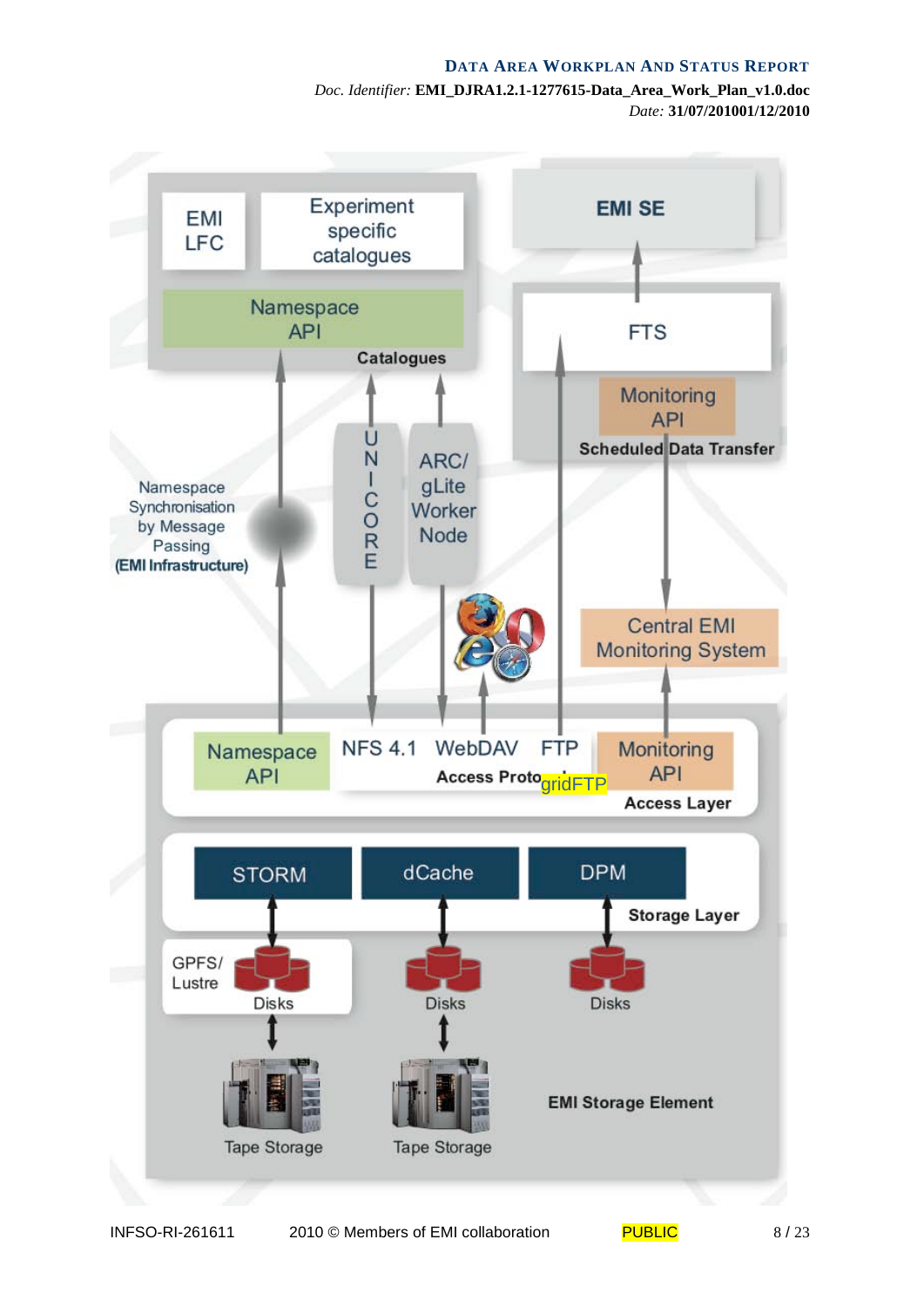EMI LFC

Experiment specific catalogues

Namespace API

Catalogues

EMI SE

FTS

Monitoring API

Scheduled Data Transfer

Namespace Synchronisation by Message Passing
**(EMI Infrastructure)**

UNICORE

ARC/ gLite Worker Node

Central EMI Monitoring System

Namespace API

NFS 4.1

WebDAV

FTP

Access Protocol

gridFTP

Monitoring API

Access Layer

STORM

dCache

DPM

Storage Layer

GPFS/ Lustre

Disks

Disks

Disks

Tape Storage

Tape Storage

EMI Storage Element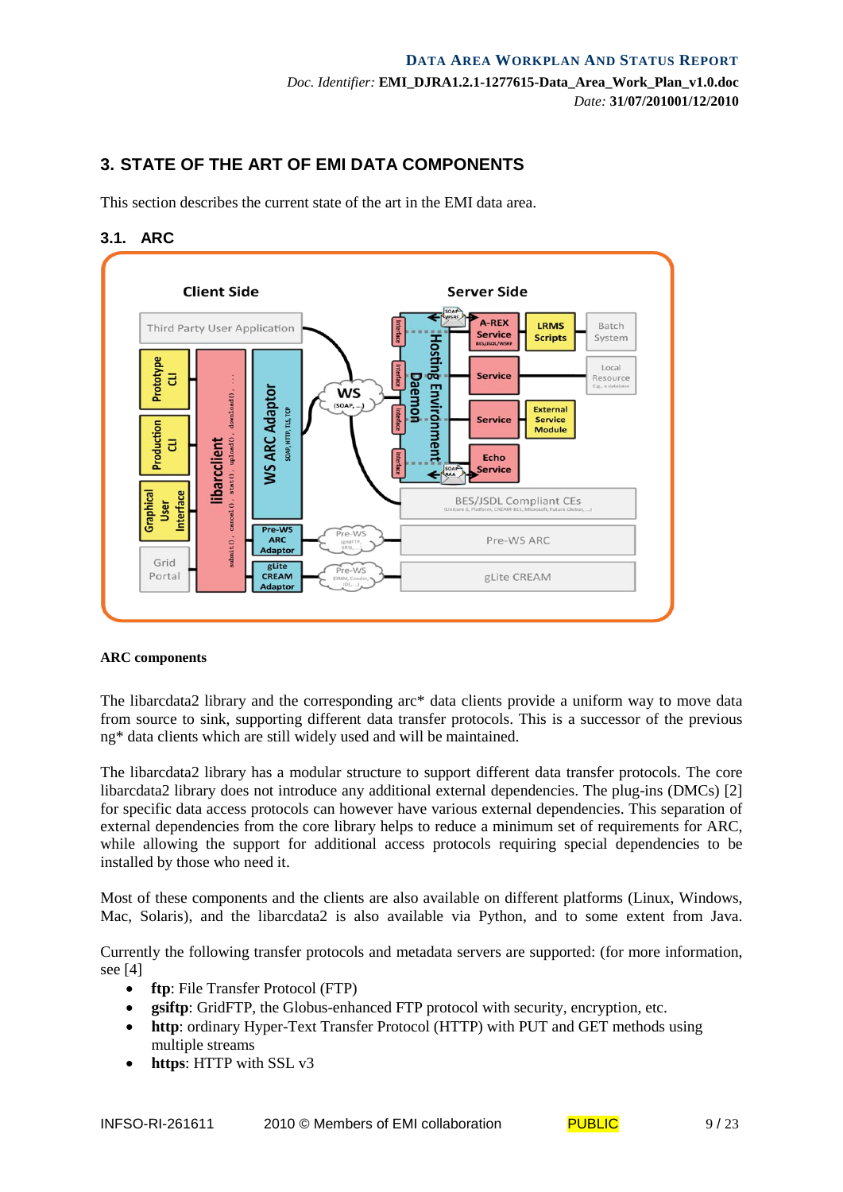## 3. STATE OF THE ART OF EMI DATA COMPONENTS

This section describes the current state of the art in the EMI data area.

### 3.1. ARC

Client Side

Server Side

Third Party User Application

Prototype CLI

Production CLI

Graphical User Interface

Grid Portal

libarcclient

submit(), cancel(), stat(), upload(), download(), ...

WS ARC Adaptor

SOAP, HTTP, TLS, TCP

Pre-WS ARC Adaptor

gLite CREAM Adaptor

WS (SOAP, ...)

Pre-WS (gridFTP, XRSL, ...)

Pre-WS (ESMM, Condor, JDL, ...)

Hosting Environment Daemon

Interface

A-REX Service BES/JSDL/WSRF

LRMS Scripts

Batch System

Service

Local Resource

Service

External Service Module

Echo Service

BES/JSDL Compliant CEs

Pre-WS ARC

gLite CREAM

**ARC components**

The libarcdata2 library and the corresponding arc* data clients provide a uniform way to move data from source to sink, supporting different data transfer protocols. This is a successor of the previous ng* data clients which are still widely used and will be maintained.

The libarcdata2 library has a modular structure to support different data transfer protocols. The core libarcdata2 library does not introduce any additional external dependencies. The plug-ins (DMCs) [2] for specific data access protocols can however have various external dependencies. This separation of external dependencies from the core library helps to reduce a minimum set of requirements for ARC, while allowing the support for additional access protocols requiring special dependencies to be installed by those who need it.

Most of these components and the clients are also available on different platforms (Linux, Windows, Mac, Solaris), and the libarcdata2 is also available via Python, and to some extent from Java.

Currently the following transfer protocols and metadata servers are supported: (for more information, see [4]

- **ftp**: File Transfer Protocol (FTP)
- **gsiftp**: GridFTP, the Globus-enhanced FTP protocol with security, encryption, etc.
- **http**: ordinary Hyper-Text Transfer Protocol (HTTP) with PUT and GET methods using multiple streams
- **https**: HTTP with SSL v3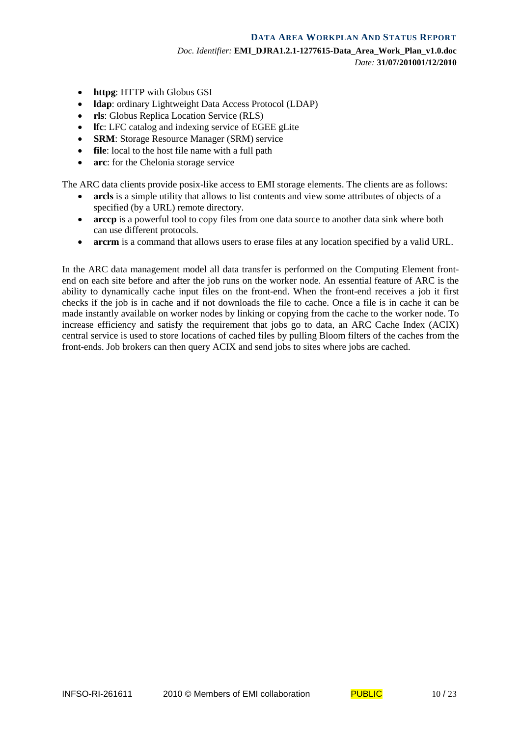- **httpg**: HTTP with Globus GSI
- **ldap**: ordinary Lightweight Data Access Protocol (LDAP)
- **rls**: Globus Replica Location Service (RLS)
- **lfc**: LFC catalog and indexing service of EGEE gLite
- **SRM**: Storage Resource Manager (SRM) service
- **file**: local to the host file name with a full path
- **arc**: for the Chelonia storage service

The ARC data clients provide posix-like access to EMI storage elements. The clients are as follows:

- **arcls** is a simple utility that allows to list contents and view some attributes of objects of a specified (by a URL) remote directory.
- **arccp** is a powerful tool to copy files from one data source to another data sink where both can use different protocols.
- **arcrm** is a command that allows users to erase files at any location specified by a valid URL.

In the ARC data management model all data transfer is performed on the Computing Element front-end on each site before and after the job runs on the worker node. An essential feature of ARC is the ability to dynamically cache input files on the front-end. When the front-end receives a job it first checks if the job is in cache and if not downloads the file to cache. Once a file is in cache it can be made instantly available on worker nodes by linking or copying from the cache to the worker node. To increase efficiency and satisfy the requirement that jobs go to data, an ARC Cache Index (ACIX) central service is used to store locations of cached files by pulling Bloom filters of the caches from the front-ends. Job brokers can then query ACIX and send jobs to sites where jobs are cached.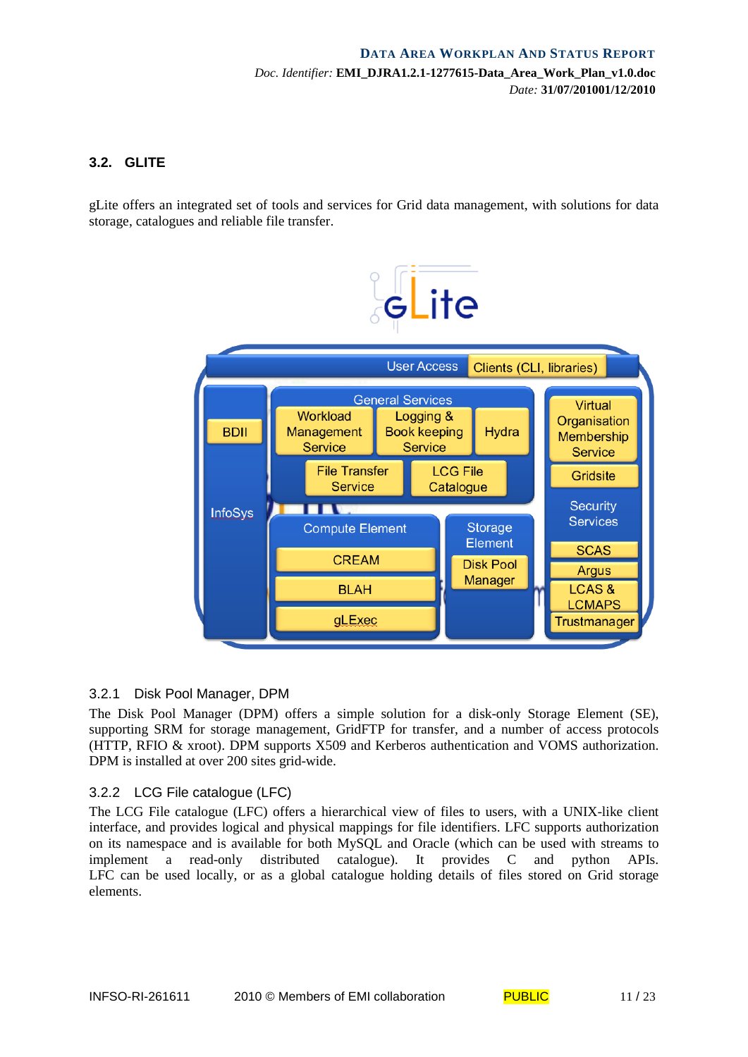## 3.2. GLITE

gLite offers an integrated set of tools and services for Grid data management, with solutions for data storage, catalogues and reliable file transfer.

gLite

User Access
Clients (CLI, libraries)
BDII
InfoSys
General Services
Workload Management Service
Logging & Book keeping Service
Hydra
File Transfer Service
LCG File Catalogue
Virtual Organisation Membership Service
Gridsite
Security Services
Compute Element
CREAM
BLAH
gLExec
Storage Element
Disk Pool Manager
SCAS
Argus
LCAS & LCMAPS
Trustmanager

### 3.2.1 Disk Pool Manager, DPM

The Disk Pool Manager (DPM) offers a simple solution for a disk-only Storage Element (SE), supporting SRM for storage management, GridFTP for transfer, and a number of access protocols (HTTP, RFIO & xroot). DPM supports X509 and Kerberos authentication and VOMS authorization. DPM is installed at over 200 sites grid-wide.

### 3.2.2 LCG File catalogue (LFC)

The LCG File catalogue (LFC) offers a hierarchical view of files to users, with a UNIX-like client interface, and provides logical and physical mappings for file identifiers. LFC supports authorization on its namespace and is available for both MySQL and Oracle (which can be used with streams to implement a read-only distributed catalogue). It provides C and python APIs. LFC can be used locally, or as a global catalogue holding details of files stored on Grid storage elements.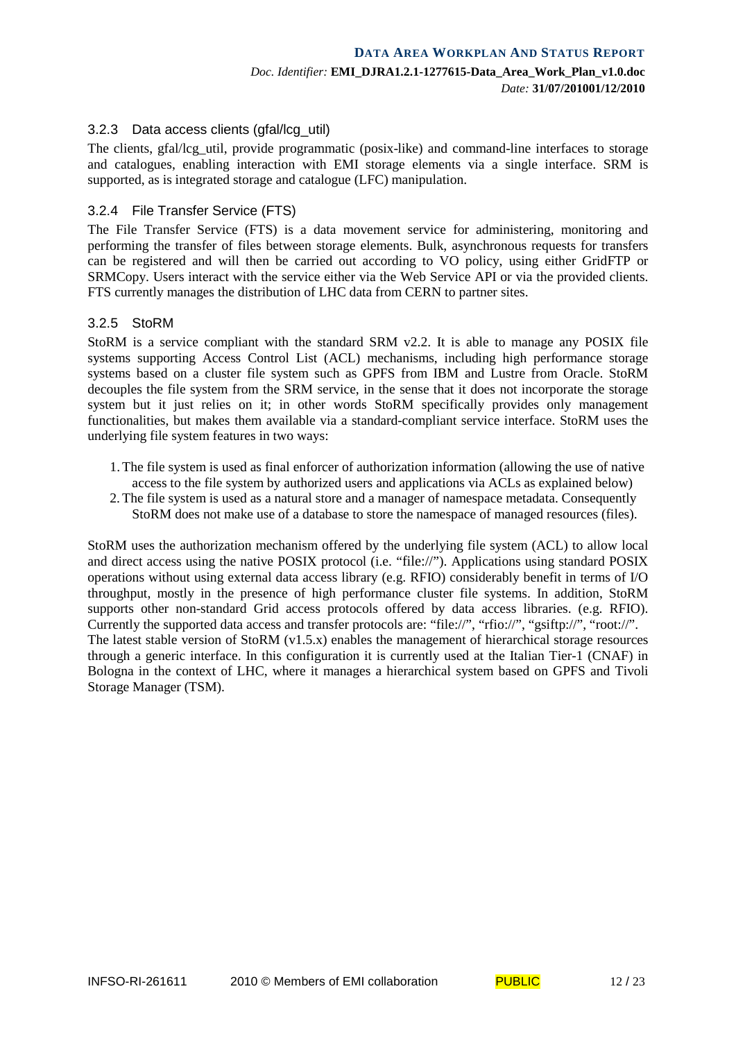### 3.2.3 Data access clients (gfal/lcg_util)

The clients, gfal/lcg_util, provide programmatic (posix-like) and command-line interfaces to storage and catalogues, enabling interaction with EMI storage elements via a single interface. SRM is supported, as is integrated storage and catalogue (LFC) manipulation.

### 3.2.4 File Transfer Service (FTS)

The File Transfer Service (FTS) is a data movement service for administering, monitoring and performing the transfer of files between storage elements. Bulk, asynchronous requests for transfers can be registered and will then be carried out according to VO policy, using either GridFTP or SRMCopy. Users interact with the service either via the Web Service API or via the provided clients. FTS currently manages the distribution of LHC data from CERN to partner sites.

### 3.2.5 StoRM

StoRM is a service compliant with the standard SRM v2.2. It is able to manage any POSIX file systems supporting Access Control List (ACL) mechanisms, including high performance storage systems based on a cluster file system such as GPFS from IBM and Lustre from Oracle. StoRM decouples the file system from the SRM service, in the sense that it does not incorporate the storage system but it just relies on it; in other words StoRM specifically provides only management functionalities, but makes them available via a standard-compliant service interface. StoRM uses the underlying file system features in two ways:

1. The file system is used as final enforcer of authorization information (allowing the use of native access to the file system by authorized users and applications via ACLs as explained below)
2. The file system is used as a natural store and a manager of namespace metadata. Consequently StoRM does not make use of a database to store the namespace of managed resources (files).

StoRM uses the authorization mechanism offered by the underlying file system (ACL) to allow local and direct access using the native POSIX protocol (i.e. "file://"). Applications using standard POSIX operations without using external data access library (e.g. RFIO) considerably benefit in terms of I/O throughput, mostly in the presence of high performance cluster file systems. In addition, StoRM supports other non-standard Grid access protocols offered by data access libraries. (e.g. RFIO). Currently the supported data access and transfer protocols are: "file://", "rfio://", "gsiftp://", "root://".
The latest stable version of StoRM (v1.5.x) enables the management of hierarchical storage resources through a generic interface. In this configuration it is currently used at the Italian Tier-1 (CNAF) in Bologna in the context of LHC, where it manages a hierarchical system based on GPFS and Tivoli Storage Manager (TSM).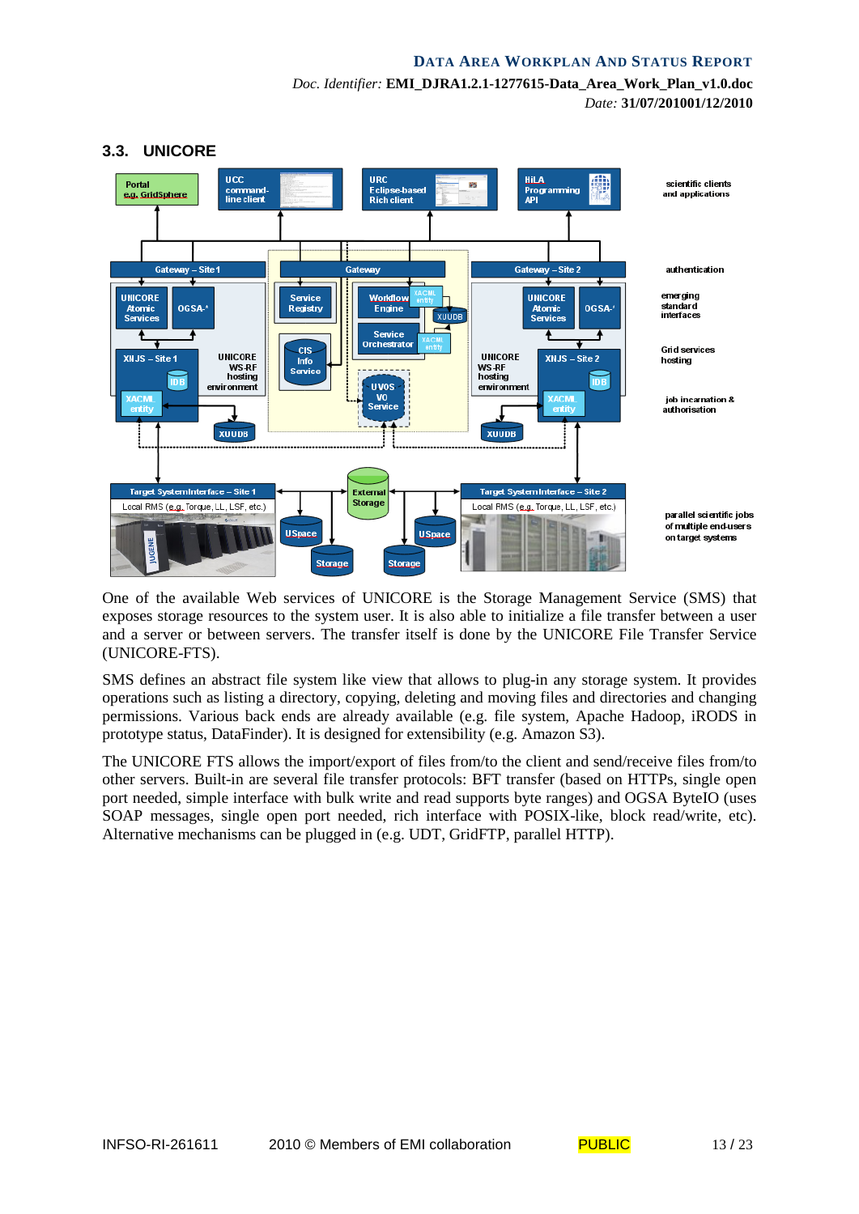### 3.3. UNICORE

Portal
e.g. GridSphere

UCC
command-line client

URC
Eclipse-based
Rich client

HiLA
Programming
API

scientific clients
and applications

Gateway – Site 1

Gateway

Gateway – Site 2

authentication

UNICORE
Atomic
Services

OGSA-*

Service
Registry

Workflow
Engine

XACML
entity

XUUDB

Service
Orchestrator

XACML
entity

UNICORE
Atomic
Services

OGSA-*

emerging
standard
interfaces

XNJS – Site 1

IDB

UNICORE
WS-RF
hosting
environment

CIS
Info
Service

UVOS
VO
Service

UNICORE
WS-RF
hosting
environment

XNJS – Site 2

IDB

Grid services
hosting

XACML
entity

XUUDB

XUUDB

XACML
entity

job incarnation &
authorisation

Target System Interface – Site 1

Local RMS (e.g. Torque, LL, LSF, etc.)

External
Storage

Target System Interface – Site 2

Local RMS (e.g. Torque, LL, LSF, etc.)

USpace

Storage

Storage

USpace

JUGENE

parallel scientific jobs
of multiple end-users
on target systems

One of the available Web services of UNICORE is the Storage Management Service (SMS) that exposes storage resources to the system user. It is also able to initialize a file transfer between a user and a server or between servers. The transfer itself is done by the UNICORE File Transfer Service (UNICORE-FTS).

SMS defines an abstract file system like view that allows to plug-in any storage system. It provides operations such as listing a directory, copying, deleting and moving files and directories and changing permissions. Various back ends are already available (e.g. file system, Apache Hadoop, iRODS in prototype status, DataFinder). It is designed for extensibility (e.g. Amazon S3).

The UNICORE FTS allows the import/export of files from/to the client and send/receive files from/to other servers. Built-in are several file transfer protocols: BFT transfer (based on HTTPs, single open port needed, simple interface with bulk write and read supports byte ranges) and OGSA ByteIO (uses SOAP messages, single open port needed, rich interface with POSIX-like, block read/write, etc). Alternative mechanisms can be plugged in (e.g. UDT, GridFTP, parallel HTTP).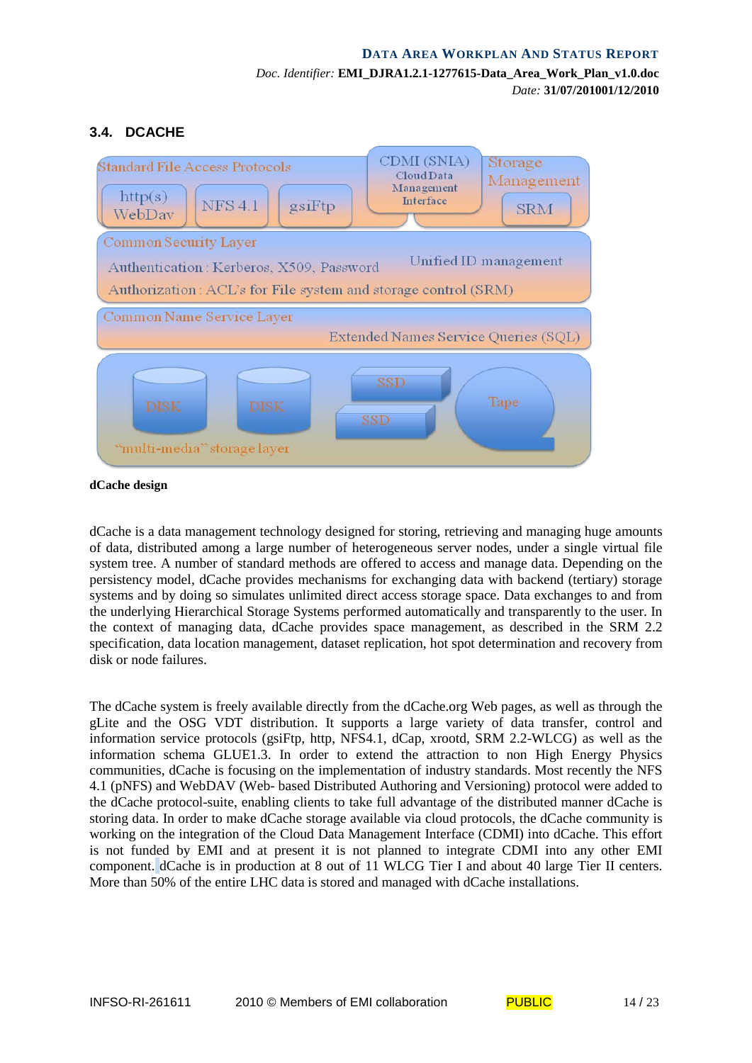## 3.4. DCACHE

Standard File Access Protocols

http(s) WebDav

NFS 4.1

gsiFtp

CDMI (SNIA) Cloud Data Management Interface

Storage Management

SRM

Common Security Layer

Authentication : Kerberos, X509, Password

Unified ID management

Authorization : ACL's for File system and storage control (SRM)

Common Name Service Layer

Extended Names Service Queries (SQL)

DISK

DISK

SSD

SSD

Tape

"multi-media" storage layer

**dCache design**

dCache is a data management technology designed for storing, retrieving and managing huge amounts of data, distributed among a large number of heterogeneous server nodes, under a single virtual file system tree. A number of standard methods are offered to access and manage data. Depending on the persistency model, dCache provides mechanisms for exchanging data with backend (tertiary) storage systems and by doing so simulates unlimited direct access storage space. Data exchanges to and from the underlying Hierarchical Storage Systems performed automatically and transparently to the user. In the context of managing data, dCache provides space management, as described in the SRM 2.2 specification, data location management, dataset replication, hot spot determination and recovery from disk or node failures.

The dCache system is freely available directly from the dCache.org Web pages, as well as through the gLite and the OSG VDT distribution. It supports a large variety of data transfer, control and information service protocols (gsiFtp, http, NFS4.1, dCap, xrootd, SRM 2.2-WLCG) as well as the information schema GLUE1.3. In order to extend the attraction to non High Energy Physics communities, dCache is focusing on the implementation of industry standards. Most recently the NFS 4.1 (pNFS) and WebDAV (Web- based Distributed Authoring and Versioning) protocol were added to the dCache protocol-suite, enabling clients to take full advantage of the distributed manner dCache is storing data. In order to make dCache storage available via cloud protocols, the dCache community is working on the integration of the Cloud Data Management Interface (CDMI) into dCache. This effort is not funded by EMI and at present it is not planned to integrate CDMI into any other EMI component. dCache is in production at 8 out of 11 WLCG Tier I and about 40 large Tier II centers. More than 50% of the entire LHC data is stored and managed with dCache installations.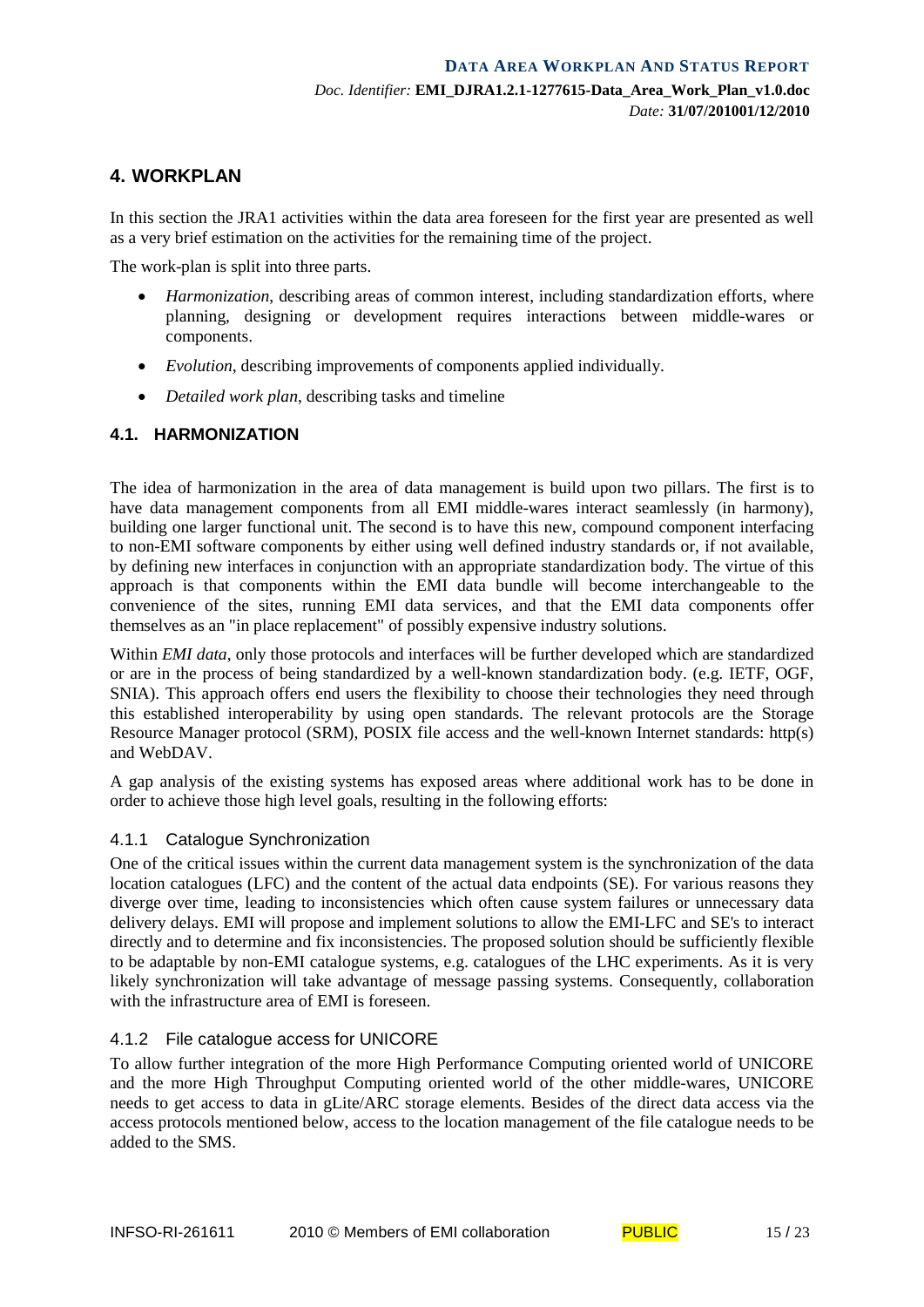# 4. WORKPLAN

In this section the JRA1 activities within the data area foreseen for the first year are presented as well as a very brief estimation on the activities for the remaining time of the project.

The work-plan is split into three parts.

- *Harmonization*, describing areas of common interest, including standardization efforts, where planning, designing or development requires interactions between middle-wares or components.
- *Evolution*, describing improvements of components applied individually.
- *Detailed work plan*, describing tasks and timeline

## 4.1. HARMONIZATION

The idea of harmonization in the area of data management is build upon two pillars. The first is to have data management components from all EMI middle-wares interact seamlessly (in harmony), building one larger functional unit. The second is to have this new, compound component interfacing to non-EMI software components by either using well defined industry standards or, if not available, by defining new interfaces in conjunction with an appropriate standardization body. The virtue of this approach is that components within the EMI data bundle will become interchangeable to the convenience of the sites, running EMI data services, and that the EMI data components offer themselves as an "in place replacement" of possibly expensive industry solutions.

Within *EMI data*, only those protocols and interfaces will be further developed which are standardized or are in the process of being standardized by a well-known standardization body. (e.g. IETF, OGF, SNIA). This approach offers end users the flexibility to choose their technologies they need through this established interoperability by using open standards. The relevant protocols are the Storage Resource Manager protocol (SRM), POSIX file access and the well-known Internet standards: http(s) and WebDAV.

A gap analysis of the existing systems has exposed areas where additional work has to be done in order to achieve those high level goals, resulting in the following efforts:

### 4.1.1 Catalogue Synchronization

One of the critical issues within the current data management system is the synchronization of the data location catalogues (LFC) and the content of the actual data endpoints (SE). For various reasons they diverge over time, leading to inconsistencies which often cause system failures or unnecessary data delivery delays. EMI will propose and implement solutions to allow the EMI-LFC and SE's to interact directly and to determine and fix inconsistencies. The proposed solution should be sufficiently flexible to be adaptable by non-EMI catalogue systems, e.g. catalogues of the LHC experiments. As it is very likely synchronization will take advantage of message passing systems. Consequently, collaboration with the infrastructure area of EMI is foreseen.

### 4.1.2 File catalogue access for UNICORE

To allow further integration of the more High Performance Computing oriented world of UNICORE and the more High Throughput Computing oriented world of the other middle-wares, UNICORE needs to get access to data in gLite/ARC storage elements. Besides of the direct data access via the access protocols mentioned below, access to the location management of the file catalogue needs to be added to the SMS.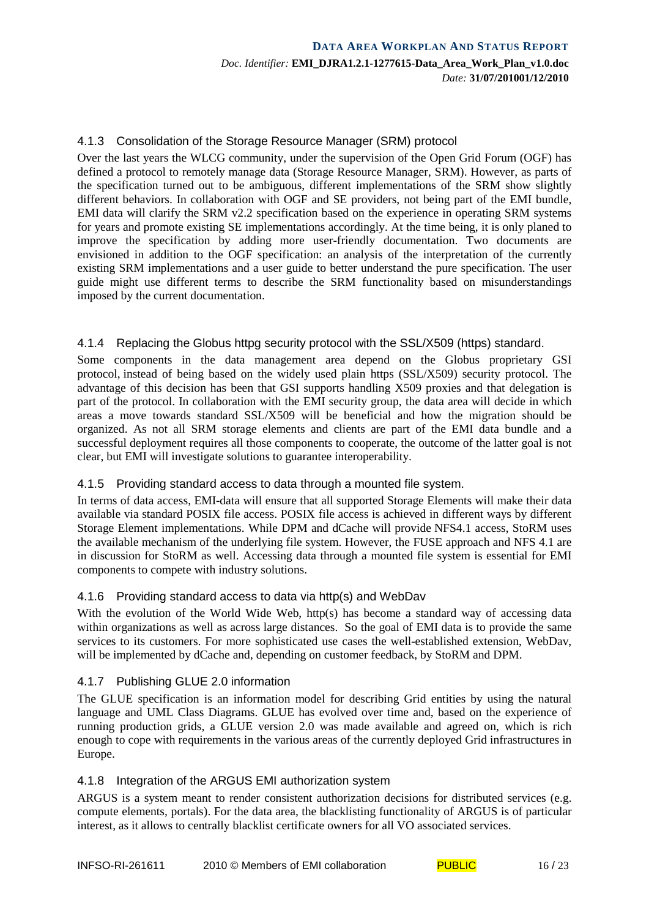### 4.1.3 Consolidation of the Storage Resource Manager (SRM) protocol

Over the last years the WLCG community, under the supervision of the Open Grid Forum (OGF) has defined a protocol to remotely manage data (Storage Resource Manager, SRM). However, as parts of the specification turned out to be ambiguous, different implementations of the SRM show slightly different behaviors. In collaboration with OGF and SE providers, not being part of the EMI bundle, EMI data will clarify the SRM v2.2 specification based on the experience in operating SRM systems for years and promote existing SE implementations accordingly. At the time being, it is only planed to improve the specification by adding more user-friendly documentation. Two documents are envisioned in addition to the OGF specification: an analysis of the interpretation of the currently existing SRM implementations and a user guide to better understand the pure specification. The user guide might use different terms to describe the SRM functionality based on misunderstandings imposed by the current documentation.

### 4.1.4 Replacing the Globus httpg security protocol with the SSL/X509 (https) standard.

Some components in the data management area depend on the Globus proprietary GSI protocol, instead of being based on the widely used plain https (SSL/X509) security protocol. The advantage of this decision has been that GSI supports handling X509 proxies and that delegation is part of the protocol. In collaboration with the EMI security group, the data area will decide in which areas a move towards standard SSL/X509 will be beneficial and how the migration should be organized. As not all SRM storage elements and clients are part of the EMI data bundle and a successful deployment requires all those components to cooperate, the outcome of the latter goal is not clear, but EMI will investigate solutions to guarantee interoperability.

### 4.1.5 Providing standard access to data through a mounted file system.

In terms of data access, EMI-data will ensure that all supported Storage Elements will make their data available via standard POSIX file access. POSIX file access is achieved in different ways by different Storage Element implementations. While DPM and dCache will provide NFS4.1 access, StoRM uses the available mechanism of the underlying file system. However, the FUSE approach and NFS 4.1 are in discussion for StoRM as well. Accessing data through a mounted file system is essential for EMI components to compete with industry solutions.

### 4.1.6 Providing standard access to data via http(s) and WebDav

With the evolution of the World Wide Web, http(s) has become a standard way of accessing data within organizations as well as across large distances. So the goal of EMI data is to provide the same services to its customers. For more sophisticated use cases the well-established extension, WebDav, will be implemented by dCache and, depending on customer feedback, by StoRM and DPM.

### 4.1.7 Publishing GLUE 2.0 information

The GLUE specification is an information model for describing Grid entities by using the natural language and UML Class Diagrams. GLUE has evolved over time and, based on the experience of running production grids, a GLUE version 2.0 was made available and agreed on, which is rich enough to cope with requirements in the various areas of the currently deployed Grid infrastructures in Europe.

### 4.1.8 Integration of the ARGUS EMI authorization system

ARGUS is a system meant to render consistent authorization decisions for distributed services (e.g. compute elements, portals). For the data area, the blacklisting functionality of ARGUS is of particular interest, as it allows to centrally blacklist certificate owners for all VO associated services.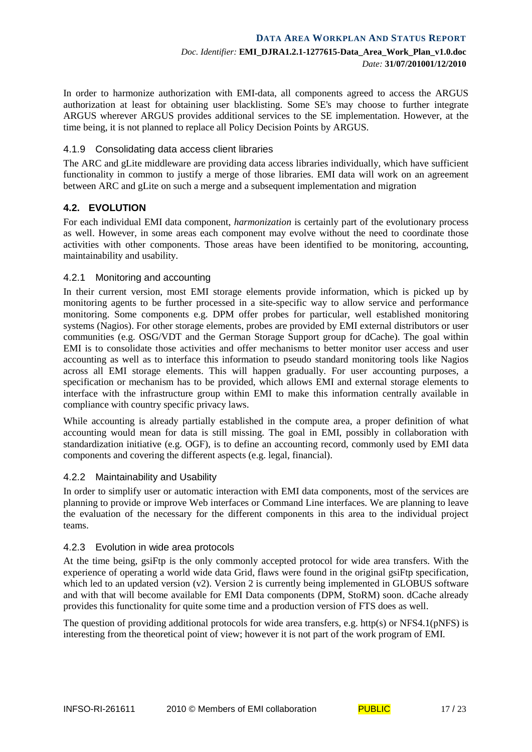In order to harmonize authorization with EMI-data, all components agreed to access the ARGUS authorization at least for obtaining user blacklisting. Some SE's may choose to further integrate ARGUS wherever ARGUS provides additional services to the SE implementation. However, at the time being, it is not planned to replace all Policy Decision Points by ARGUS.

### 4.1.9 Consolidating data access client libraries

The ARC and gLite middleware are providing data access libraries individually, which have sufficient functionality in common to justify a merge of those libraries. EMI data will work on an agreement between ARC and gLite on such a merge and a subsequent implementation and migration

## 4.2. EVOLUTION

For each individual EMI data component, *harmonization* is certainly part of the evolutionary process as well. However, in some areas each component may evolve without the need to coordinate those activities with other components. Those areas have been identified to be monitoring, accounting, maintainability and usability.

### 4.2.1 Monitoring and accounting

In their current version, most EMI storage elements provide information, which is picked up by monitoring agents to be further processed in a site-specific way to allow service and performance monitoring. Some components e.g. DPM offer probes for particular, well established monitoring systems (Nagios). For other storage elements, probes are provided by EMI external distributors or user communities (e.g. OSG/VDT and the German Storage Support group for dCache). The goal within EMI is to consolidate those activities and offer mechanisms to better monitor user access and user accounting as well as to interface this information to pseudo standard monitoring tools like Nagios across all EMI storage elements. This will happen gradually. For user accounting purposes, a specification or mechanism has to be provided, which allows EMI and external storage elements to interface with the infrastructure group within EMI to make this information centrally available in compliance with country specific privacy laws.

While accounting is already partially established in the compute area, a proper definition of what accounting would mean for data is still missing. The goal in EMI, possibly in collaboration with standardization initiative (e.g. OGF), is to define an accounting record, commonly used by EMI data components and covering the different aspects (e.g. legal, financial).

### 4.2.2 Maintainability and Usability

In order to simplify user or automatic interaction with EMI data components, most of the services are planning to provide or improve Web interfaces or Command Line interfaces. We are planning to leave the evaluation of the necessary for the different components in this area to the individual project teams.

### 4.2.3 Evolution in wide area protocols

At the time being, gsiFtp is the only commonly accepted protocol for wide area transfers. With the experience of operating a world wide data Grid, flaws were found in the original gsiFtp specification, which led to an updated version (v2). Version 2 is currently being implemented in GLOBUS software and with that will become available for EMI Data components (DPM, StoRM) soon. dCache already provides this functionality for quite some time and a production version of FTS does as well.

The question of providing additional protocols for wide area transfers, e.g. http(s) or NFS4.1(pNFS) is interesting from the theoretical point of view; however it is not part of the work program of EMI.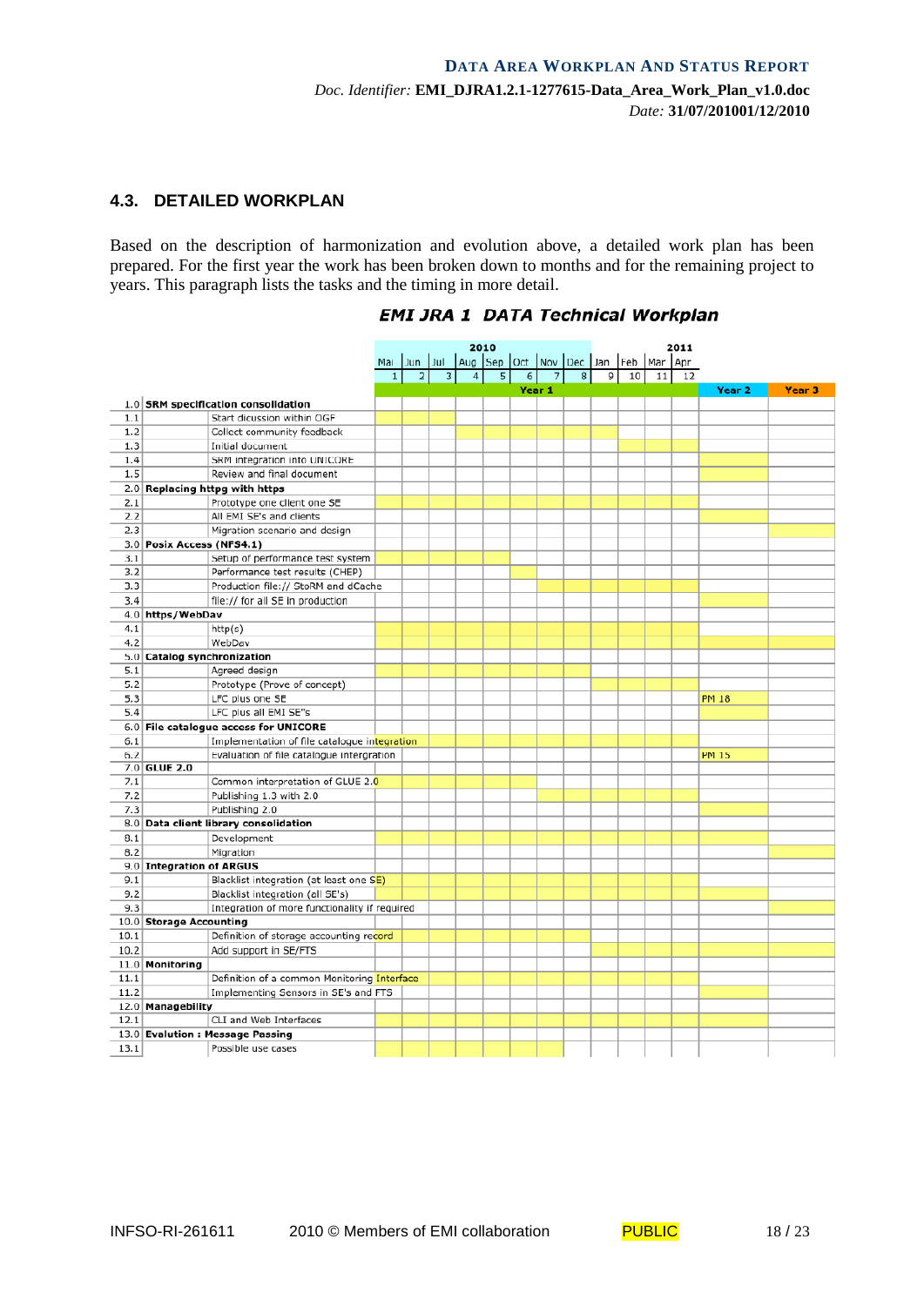## 4.3. DETAILED WORKPLAN

Based on the description of harmonization and evolution above, a detailed work plan has been prepared. For the first year the work has been broken down to months and for the remaining project to years. This paragraph lists the tasks and the timing in more detail.

### *EMI JRA 1 DATA Technical Workplan*

| | | 2010 | | | | | | | | 2011 | | | | | |
|---|---|---|---|---|---|---|---|---|---|---|---|---|---|---|---|
| | | Mai | Jun | Jul | Aug | Sep | Oct | Nov | Dec | Jan | Feb | Mar | Apr | | |
| | | 1 | 2 | 3 | 4 | 5 | 6 | 7 | 8 | 9 | 10 | 11 | 12 | | |
| | | Year 1 | | | | | | | | | | | | Year 2 | Year 3 |
| 1.0 | SRM specification consolidation | | | | | | | | | | | | | | |
| 1.1 | Start dicussion within OGF | | | | | | | | | | | | | | |
| 1.2 | Collect community feedback | | | | | | | | | | | | | | |
| 1.3 | Initial document | | | | | | | | | | | | | | |
| 1.4 | SRM integration into UNICORE | | | | | | | | | | | | | | |
| 1.5 | Review and final document | | | | | | | | | | | | | | |
| 2.0 | Replacing httpg with https | | | | | | | | | | | | | | |
| 2.1 | Prototype one client one SE | | | | | | | | | | | | | | |
| 2.2 | All EMI SE's and clients | | | | | | | | | | | | | | |
| 2.3 | Migration scenario and design | | | | | | | | | | | | | | |
| 3.0 | Posix Access (NFS4.1) | | | | | | | | | | | | | | |
| 3.1 | Setup of performance test system | | | | | | | | | | | | | | |
| 3.2 | Performance test results (CHEP) | | | | | | | | | | | | | | |
| 3.3 | Production file:// StoRM and dCache | | | | | | | | | | | | | | |
| 3.4 | file:// for all SE in production | | | | | | | | | | | | | | |
| 4.0 | https/WebDav | | | | | | | | | | | | | | |
| 4.1 | http(s) | | | | | | | | | | | | | | |
| 4.2 | WebDav | | | | | | | | | | | | | | |
| 5.0 | Catalog synchronization | | | | | | | | | | | | | | |
| 5.1 | Agreed design | | | | | | | | | | | | | | |
| 5.2 | Prototype (Prove of concept) | | | | | | | | | | | | | | |
| 5.3 | LFC plus one SE | | | | | | | | | | | | | PM 18 | |
| 5.4 | LFC plus all EMI SE"s | | | | | | | | | | | | | | |
| 6.0 | File catalogue access for UNICORE | | | | | | | | | | | | | | |
| 6.1 | Implementation of file catalogue integration | | | | | | | | | | | | | | |
| 6.2 | Evaluation of file catalogue intergration | | | | | | | | | | | | | PM 15 | |
| 7.0 | GLUE 2.0 | | | | | | | | | | | | | | |
| 7.1 | Common interpretation of GLUE 2.0 | | | | | | | | | | | | | | |
| 7.2 | Publishing 1.3 with 2.0 | | | | | | | | | | | | | | |
| 7.3 | Publishing 2.0 | | | | | | | | | | | | | | |
| 8.0 | Data client library consolidation | | | | | | | | | | | | | | |
| 8.1 | Development | | | | | | | | | | | | | | |
| 8.2 | Migration | | | | | | | | | | | | | | |
| 9.0 | Integration of ARGUS | | | | | | | | | | | | | | |
| 9.1 | Blacklist integration (at least one SE) | | | | | | | | | | | | | | |
| 9.2 | Blacklist integration (all SE's) | | | | | | | | | | | | | | |
| 9.3 | Integration of more functionality if required | | | | | | | | | | | | | | |
| 10.0 | Storage Accounting | | | | | | | | | | | | | | |
| 10.1 | Definition of storage accounting record | | | | | | | | | | | | | | |
| 10.2 | Add support in SE/FTS | | | | | | | | | | | | | | |
| 11.0 | Monitoring | | | | | | | | | | | | | | |
| 11.1 | Definition of a common Monitoring Interface | | | | | | | | | | | | | | |
| 11.2 | Implementing Sensors in SE's and FTS | | | | | | | | | | | | | | |
| 12.0 | Manageblity | | | | | | | | | | | | | | |
| 12.1 | CLI and Web Interfaces | | | | | | | | | | | | | | |
| 13.0 | Evalution : Message Passing | | | | | | | | | | | | | | |
| 13.1 | Possible use cases | | | | | | | | | | | | | | |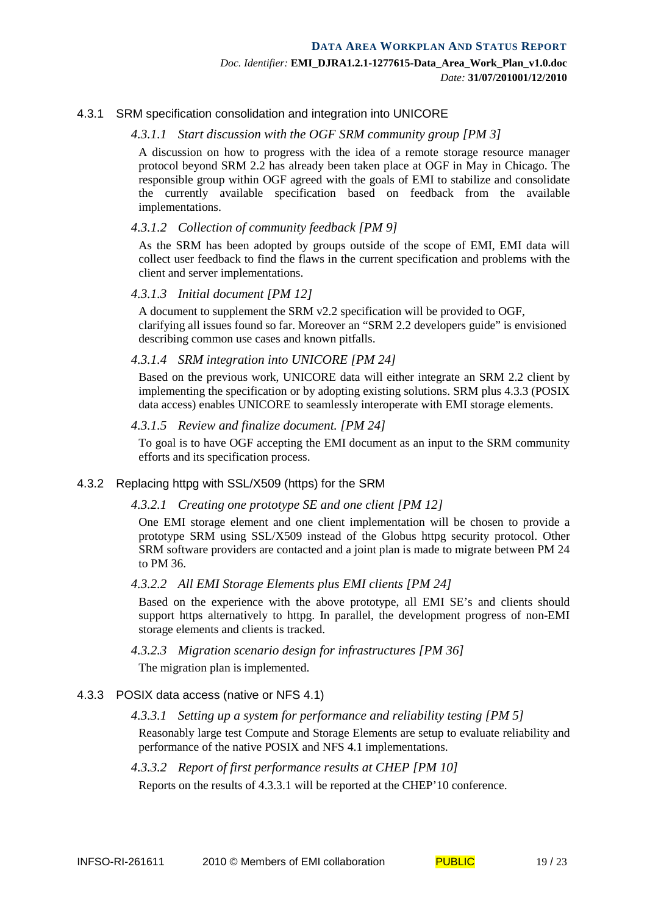### 4.3.1 SRM specification consolidation and integration into UNICORE

#### *4.3.1.1 Start discussion with the OGF SRM community group [PM 3]*

A discussion on how to progress with the idea of a remote storage resource manager protocol beyond SRM 2.2 has already been taken place at OGF in May in Chicago. The responsible group within OGF agreed with the goals of EMI to stabilize and consolidate the currently available specification based on feedback from the available implementations.

#### *4.3.1.2 Collection of community feedback [PM 9]*

As the SRM has been adopted by groups outside of the scope of EMI, EMI data will collect user feedback to find the flaws in the current specification and problems with the client and server implementations.

#### *4.3.1.3 Initial document [PM 12]*

A document to supplement the SRM v2.2 specification will be provided to OGF, clarifying all issues found so far. Moreover an "SRM 2.2 developers guide" is envisioned describing common use cases and known pitfalls.

#### *4.3.1.4 SRM integration into UNICORE [PM 24]*

Based on the previous work, UNICORE data will either integrate an SRM 2.2 client by implementing the specification or by adopting existing solutions. SRM plus 4.3.3 (POSIX data access) enables UNICORE to seamlessly interoperate with EMI storage elements.

#### *4.3.1.5 Review and finalize document. [PM 24]*

To goal is to have OGF accepting the EMI document as an input to the SRM community efforts and its specification process.

### 4.3.2 Replacing httpg with SSL/X509 (https) for the SRM

#### *4.3.2.1 Creating one prototype SE and one client [PM 12]*

One EMI storage element and one client implementation will be chosen to provide a prototype SRM using SSL/X509 instead of the Globus httpg security protocol. Other SRM software providers are contacted and a joint plan is made to migrate between PM 24 to PM 36.

#### *4.3.2.2 All EMI Storage Elements plus EMI clients [PM 24]*

Based on the experience with the above prototype, all EMI SE's and clients should support https alternatively to httpg. In parallel, the development progress of non-EMI storage elements and clients is tracked.

#### *4.3.2.3 Migration scenario design for infrastructures [PM 36]*

The migration plan is implemented.

### 4.3.3 POSIX data access (native or NFS 4.1)

#### *4.3.3.1 Setting up a system for performance and reliability testing [PM 5]*

Reasonably large test Compute and Storage Elements are setup to evaluate reliability and performance of the native POSIX and NFS 4.1 implementations.

#### *4.3.3.2 Report of first performance results at CHEP [PM 10]*

Reports on the results of 4.3.3.1 will be reported at the CHEP'10 conference.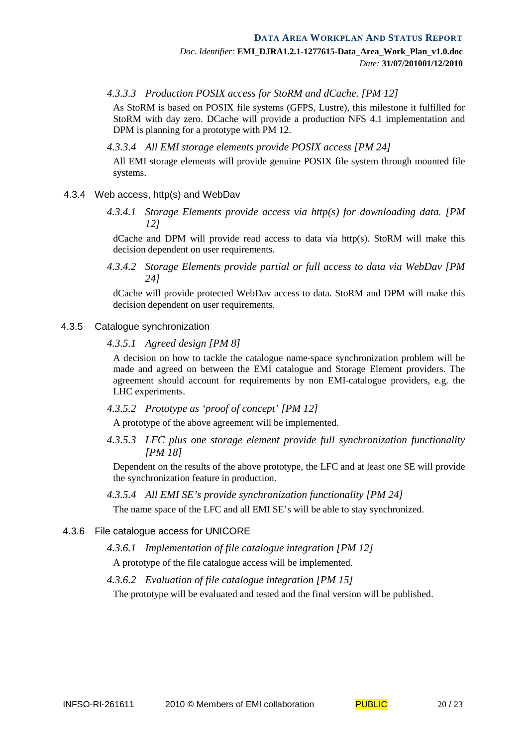#### 4.3.3.3 Production POSIX access for StoRM and dCache. [PM 12]

As StoRM is based on POSIX file systems (GFPS, Lustre), this milestone it fulfilled for StoRM with day zero. DCache will provide a production NFS 4.1 implementation and DPM is planning for a prototype with PM 12.

#### 4.3.3.4 All EMI storage elements provide POSIX access [PM 24]

All EMI storage elements will provide genuine POSIX file system through mounted file systems.

### 4.3.4 Web access, http(s) and WebDav

#### 4.3.4.1 Storage Elements provide access via http(s) for downloading data. [PM 12]

dCache and DPM will provide read access to data via http(s). StoRM will make this decision dependent on user requirements.

#### 4.3.4.2 Storage Elements provide partial or full access to data via WebDav [PM 24]

dCache will provide protected WebDav access to data. StoRM and DPM will make this decision dependent on user requirements.

### 4.3.5 Catalogue synchronization

#### 4.3.5.1 Agreed design [PM 8]

A decision on how to tackle the catalogue name-space synchronization problem will be made and agreed on between the EMI catalogue and Storage Element providers. The agreement should account for requirements by non EMI-catalogue providers, e.g. the LHC experiments.

#### 4.3.5.2 Prototype as 'proof of concept' [PM 12]

A prototype of the above agreement will be implemented.

#### 4.3.5.3 LFC plus one storage element provide full synchronization functionality [PM 18]

Dependent on the results of the above prototype, the LFC and at least one SE will provide the synchronization feature in production.

#### 4.3.5.4 All EMI SE's provide synchronization functionality [PM 24]

The name space of the LFC and all EMI SE's will be able to stay synchronized.

### 4.3.6 File catalogue access for UNICORE

#### 4.3.6.1 Implementation of file catalogue integration [PM 12]

A prototype of the file catalogue access will be implemented.

#### 4.3.6.2 Evaluation of file catalogue integration [PM 15]

The prototype will be evaluated and tested and the final version will be published.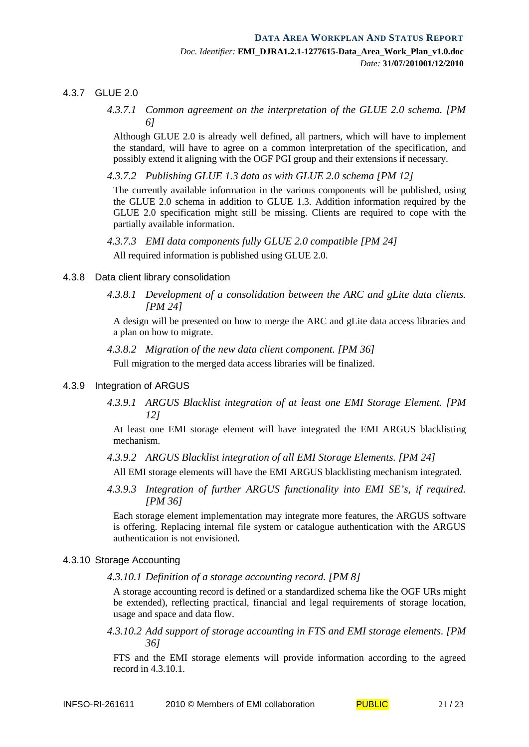### 4.3.7 GLUE 2.0

#### *4.3.7.1 Common agreement on the interpretation of the GLUE 2.0 schema. [PM 6]*

Although GLUE 2.0 is already well defined, all partners, which will have to implement the standard, will have to agree on a common interpretation of the specification, and possibly extend it aligning with the OGF PGI group and their extensions if necessary.

#### *4.3.7.2 Publishing GLUE 1.3 data as with GLUE 2.0 schema [PM 12]*

The currently available information in the various components will be published, using the GLUE 2.0 schema in addition to GLUE 1.3. Addition information required by the GLUE 2.0 specification might still be missing. Clients are required to cope with the partially available information.

#### *4.3.7.3 EMI data components fully GLUE 2.0 compatible [PM 24]*

All required information is published using GLUE 2.0.

### 4.3.8 Data client library consolidation

#### *4.3.8.1 Development of a consolidation between the ARC and gLite data clients. [PM 24]*

A design will be presented on how to merge the ARC and gLite data access libraries and a plan on how to migrate.

#### *4.3.8.2 Migration of the new data client component. [PM 36]*

Full migration to the merged data access libraries will be finalized.

### 4.3.9 Integration of ARGUS

#### *4.3.9.1 ARGUS Blacklist integration of at least one EMI Storage Element. [PM 12]*

At least one EMI storage element will have integrated the EMI ARGUS blacklisting mechanism.

#### *4.3.9.2 ARGUS Blacklist integration of all EMI Storage Elements. [PM 24]*

All EMI storage elements will have the EMI ARGUS blacklisting mechanism integrated.

#### *4.3.9.3 Integration of further ARGUS functionality into EMI SE's, if required. [PM 36]*

Each storage element implementation may integrate more features, the ARGUS software is offering. Replacing internal file system or catalogue authentication with the ARGUS authentication is not envisioned.

### 4.3.10 Storage Accounting

#### *4.3.10.1 Definition of a storage accounting record. [PM 8]*

A storage accounting record is defined or a standardized schema like the OGF URs might be extended), reflecting practical, financial and legal requirements of storage location, usage and space and data flow.

#### *4.3.10.2 Add support of storage accounting in FTS and EMI storage elements. [PM 36]*

FTS and the EMI storage elements will provide information according to the agreed record in 4.3.10.1.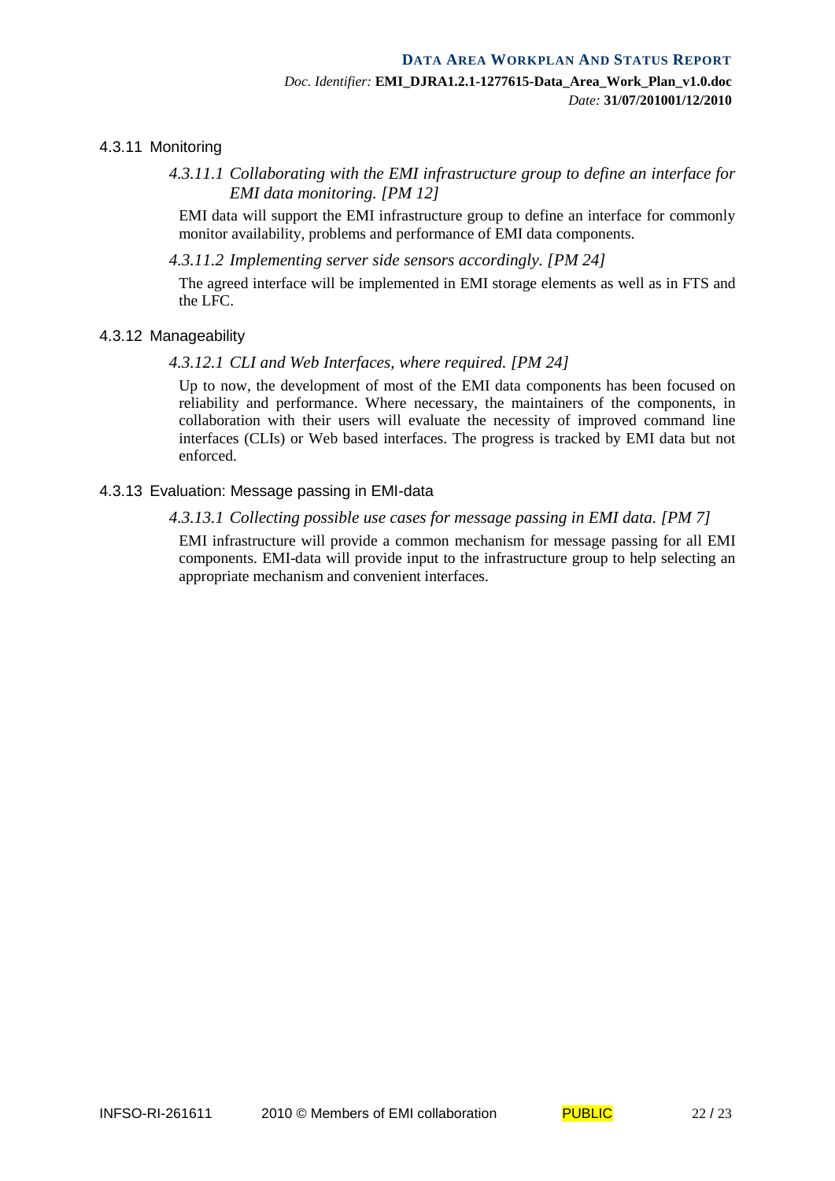### 4.3.11 Monitoring

#### *4.3.11.1 Collaborating with the EMI infrastructure group to define an interface for EMI data monitoring. [PM 12]*

EMI data will support the EMI infrastructure group to define an interface for commonly monitor availability, problems and performance of EMI data components.

#### *4.3.11.2 Implementing server side sensors accordingly. [PM 24]*

The agreed interface will be implemented in EMI storage elements as well as in FTS and the LFC.

### 4.3.12 Manageability

#### *4.3.12.1 CLI and Web Interfaces, where required. [PM 24]*

Up to now, the development of most of the EMI data components has been focused on reliability and performance. Where necessary, the maintainers of the components, in collaboration with their users will evaluate the necessity of improved command line interfaces (CLIs) or Web based interfaces. The progress is tracked by EMI data but not enforced.

### 4.3.13 Evaluation: Message passing in EMI-data

#### *4.3.13.1 Collecting possible use cases for message passing in EMI data. [PM 7]*

EMI infrastructure will provide a common mechanism for message passing for all EMI components. EMI-data will provide input to the infrastructure group to help selecting an appropriate mechanism and convenient interfaces.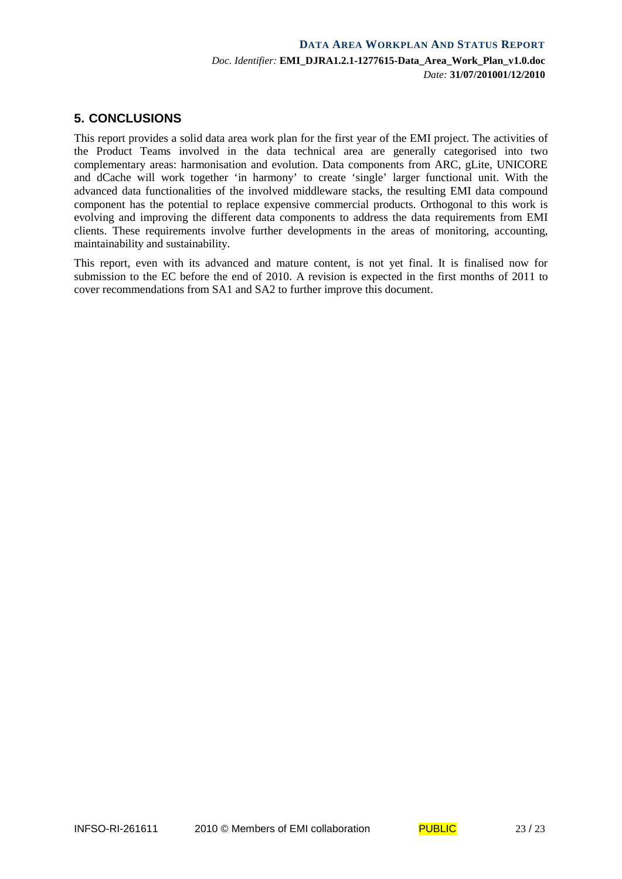## 5. CONCLUSIONS

This report provides a solid data area work plan for the first year of the EMI project. The activities of the Product Teams involved in the data technical area are generally categorised into two complementary areas: harmonisation and evolution. Data components from ARC, gLite, UNICORE and dCache will work together 'in harmony' to create 'single' larger functional unit. With the advanced data functionalities of the involved middleware stacks, the resulting EMI data compound component has the potential to replace expensive commercial products. Orthogonal to this work is evolving and improving the different data components to address the data requirements from EMI clients. These requirements involve further developments in the areas of monitoring, accounting, maintainability and sustainability.

This report, even with its advanced and mature content, is not yet final. It is finalised now for submission to the EC before the end of 2010. A revision is expected in the first months of 2011 to cover recommendations from SA1 and SA2 to further improve this document.